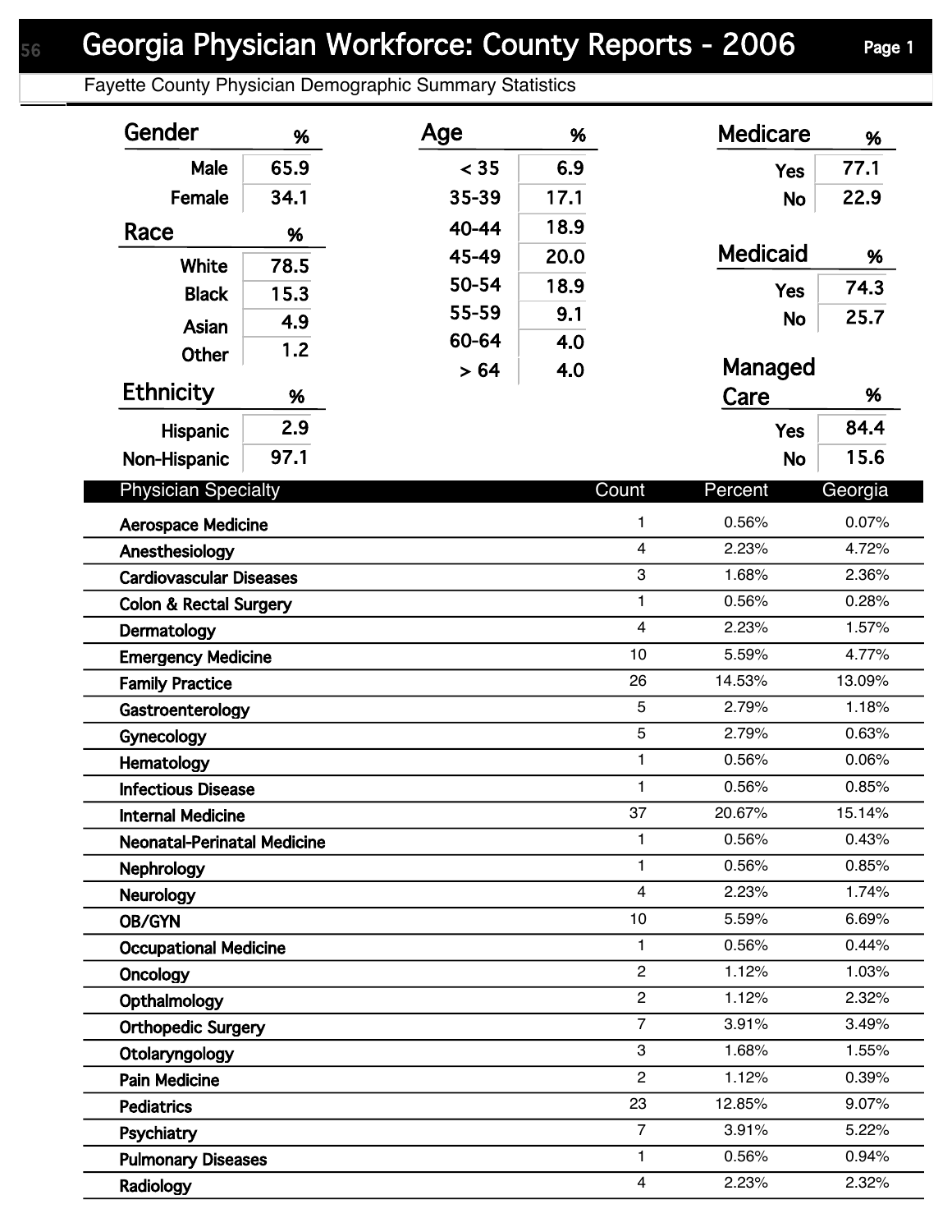# Georgia Physician Workforce: County Reports - 2006

Fayette County Physician Demographic Summary Statistics

| Gender | % |
|---|---|
| Male | 65.9 |
| Female | 34.1 |

| Race | % |
|---|---|
| White | 78.5 |
| Black | 15.3 |
| Asian | 4.9 |
| Other | 1.2 |

| Ethnicity | % |
|---|---|
| Hispanic | 2.9 |
| Non-Hispanic | 97.1 |

| Age | % |
|---|---|
| < 35 | 6.9 |
| 35-39 | 17.1 |
| 40-44 | 18.9 |
| 45-49 | 20.0 |
| 50-54 | 18.9 |
| 55-59 | 9.1 |
| 60-64 | 4.0 |
| > 64 | 4.0 |

| Medicare | % |
|---|---|
| Yes | 77.1 |
| No | 22.9 |

| Medicaid | % |
|---|---|
| Yes | 74.3 |
| No | 25.7 |

| Managed Care | % |
|---|---|
| Yes | 84.4 |
| No | 15.6 |

| Physician Specialty | Count | Percent | Georgia |
|---|---|---|---|
| Aerospace Medicine | 1 | 0.56% | 0.07% |
| Anesthesiology | 4 | 2.23% | 4.72% |
| Cardiovascular Diseases | 3 | 1.68% | 2.36% |
| Colon & Rectal Surgery | 1 | 0.56% | 0.28% |
| Dermatology | 4 | 2.23% | 1.57% |
| Emergency Medicine | 10 | 5.59% | 4.77% |
| Family Practice | 26 | 14.53% | 13.09% |
| Gastroenterology | 5 | 2.79% | 1.18% |
| Gynecology | 5 | 2.79% | 0.63% |
| Hematology | 1 | 0.56% | 0.06% |
| Infectious Disease | 1 | 0.56% | 0.85% |
| Internal Medicine | 37 | 20.67% | 15.14% |
| Neonatal-Perinatal Medicine | 1 | 0.56% | 0.43% |
| Nephrology | 1 | 0.56% | 0.85% |
| Neurology | 4 | 2.23% | 1.74% |
| OB/GYN | 10 | 5.59% | 6.69% |
| Occupational Medicine | 1 | 0.56% | 0.44% |
| Oncology | 2 | 1.12% | 1.03% |
| Opthalmology | 2 | 1.12% | 2.32% |
| Orthopedic Surgery | 7 | 3.91% | 3.49% |
| Otolaryngology | 3 | 1.68% | 1.55% |
| Pain Medicine | 2 | 1.12% | 0.39% |
| Pediatrics | 23 | 12.85% | 9.07% |
| Psychiatry | 7 | 3.91% | 5.22% |
| Pulmonary Diseases | 1 | 0.56% | 0.94% |
| Radiology | 4 | 2.23% | 2.32% |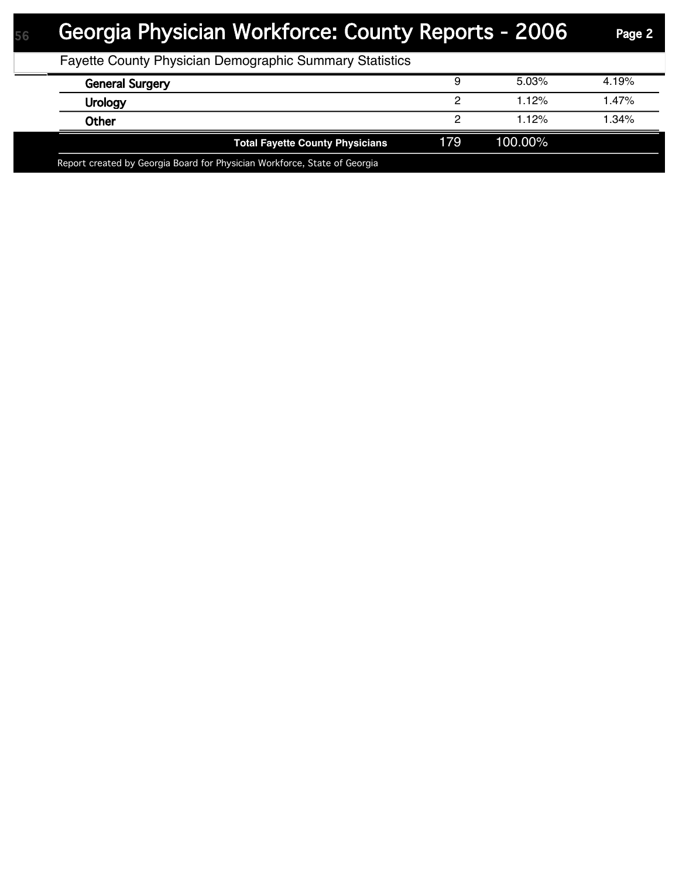Fayette County Physician Demographic Summary Statistics

| | | | |
|---|---|---|---|
| **General Surgery** | 9 | 5.03% | 4.19% |
| **Urology** | 2 | 1.12% | 1.47% |
| **Other** | 2 | 1.12% | 1.34% |
| **Total Fayette County Physicians** | 179 | 100.00% | |

Report created by Georgia Board for Physician Workforce, State of Georgia